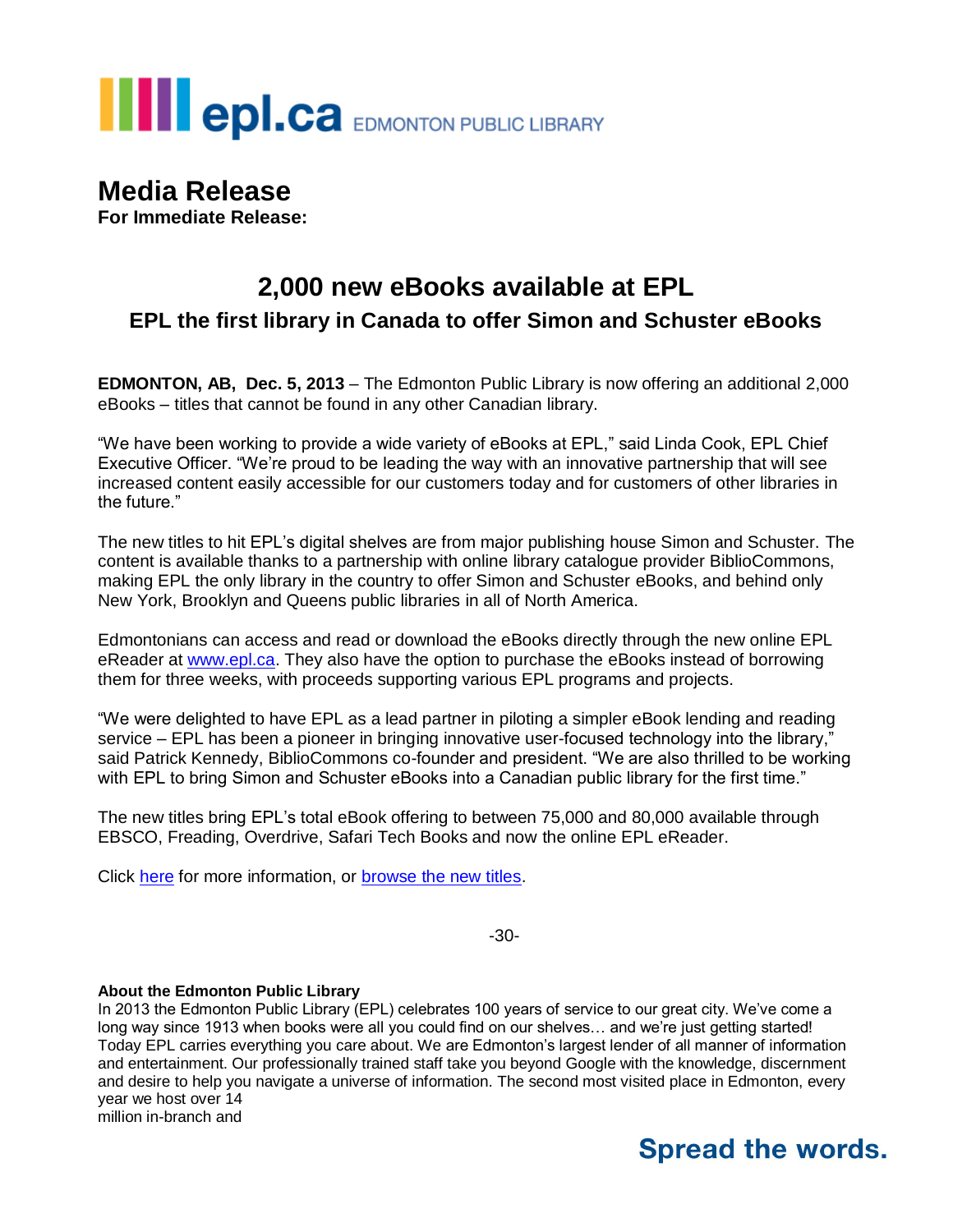epl.ca EDMONTON PUBLIC LIBRARY

# Media Release

**For Immediate Release:**

## 2,000 new eBooks available at EPL

### EPL the first library in Canada to offer Simon and Schuster eBooks

**EDMONTON, AB, Dec. 5, 2013** – The Edmonton Public Library is now offering an additional 2,000 eBooks – titles that cannot be found in any other Canadian library.

"We have been working to provide a wide variety of eBooks at EPL," said Linda Cook, EPL Chief Executive Officer. "We're proud to be leading the way with an innovative partnership that will see increased content easily accessible for our customers today and for customers of other libraries in the future."

The new titles to hit EPL's digital shelves are from major publishing house Simon and Schuster. The content is available thanks to a partnership with online library catalogue provider BiblioCommons, making EPL the only library in the country to offer Simon and Schuster eBooks, and behind only New York, Brooklyn and Queens public libraries in all of North America.

Edmontonians can access and read or download the eBooks directly through the new online EPL eReader at [www.epl.ca](http://www.epl.ca). They also have the option to purchase the eBooks instead of borrowing them for three weeks, with proceeds supporting various EPL programs and projects.

"We were delighted to have EPL as a lead partner in piloting a simpler eBook lending and reading service – EPL has been a pioneer in bringing innovative user-focused technology into the library," said Patrick Kennedy, BiblioCommons co-founder and president. "We are also thrilled to be working with EPL to bring Simon and Schuster eBooks into a Canadian public library for the first time."

The new titles bring EPL's total eBook offering to between 75,000 and 80,000 available through EBSCO, Freading, Overdrive, Safari Tech Books and now the online EPL eReader.

Click here for more information, or browse the new titles.

-30-

**About the Edmonton Public Library**

In 2013 the Edmonton Public Library (EPL) celebrates 100 years of service to our great city. We've come a long way since 1913 when books were all you could find on our shelves… and we're just getting started! Today EPL carries everything you care about. We are Edmonton's largest lender of all manner of information and entertainment. Our professionally trained staff take you beyond Google with the knowledge, discernment and desire to help you navigate a universe of information. The second most visited place in Edmonton, every year we host over 14
million in-branch and

**Spread the words.**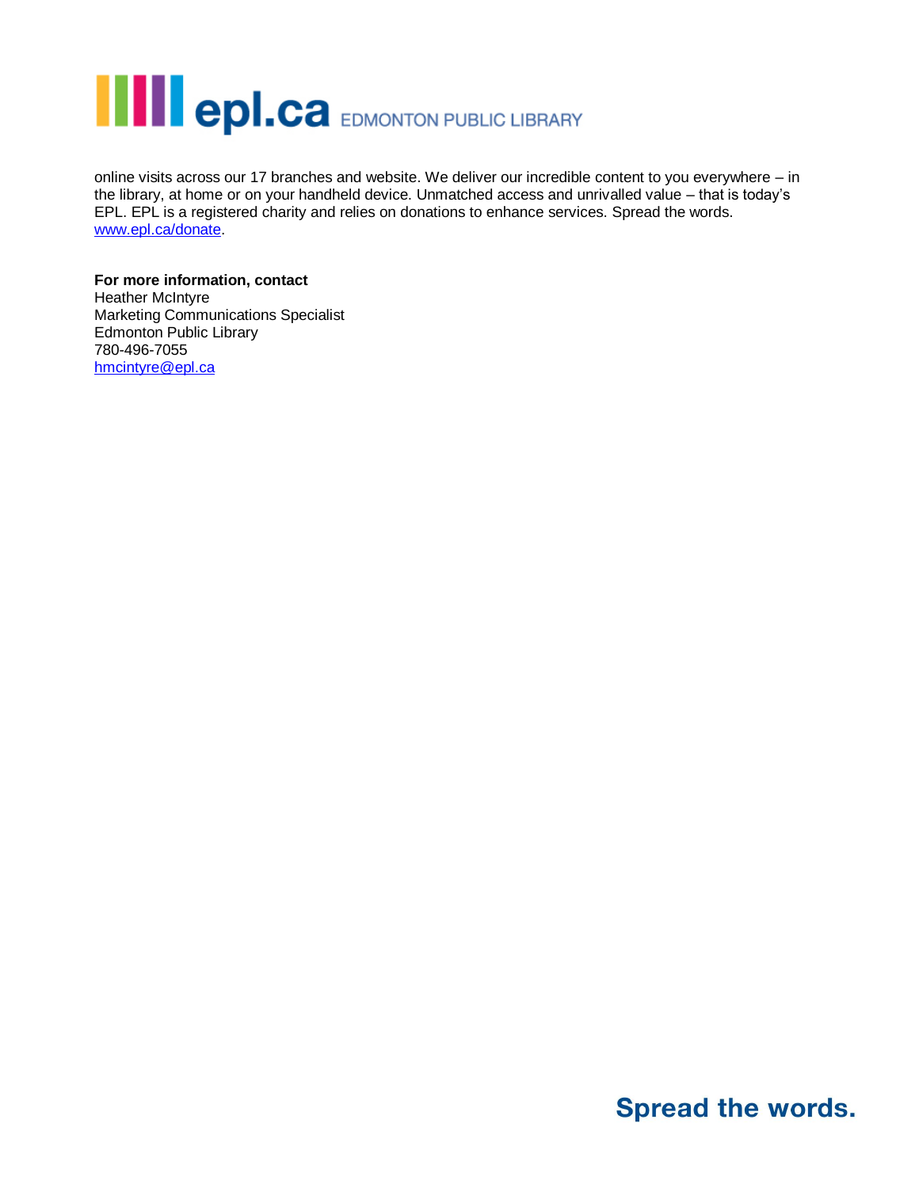online visits across our 17 branches and website. We deliver our incredible content to you everywhere – in the library, at home or on your handheld device. Unmatched access and unrivalled value – that is today's EPL. EPL is a registered charity and relies on donations to enhance services. Spread the words. www.epl.ca/donate.

**For more information, contact**
Heather McIntyre
Marketing Communications Specialist
Edmonton Public Library
780-496-7055
hmcintyre@epl.ca